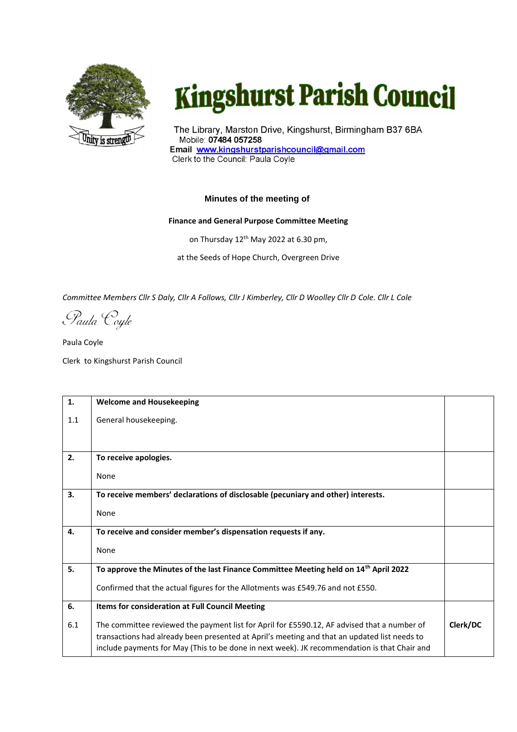# Kingshurst Parish Council

The Library, Marston Drive, Kingshurst, Birmingham B37 6BA
Mobile: **07484 057258**
**Email** [www.kingshurstparishcouncil@gmail.com](mailto:www.kingshurstparishcouncil@gmail.com)
Clerk to the Council: Paula Coyle

**Minutes of the meeting of**

**Finance and General Purpose Committee Meeting**

on Thursday 12th May 2022 at 6.30 pm,

at the Seeds of Hope Church, Overgreen Drive

*Committee Members Cllr S Daly, Cllr A Follows, Cllr J Kimberley, Cllr D Woolley Cllr D Cole. Cllr L Cole*

*Paula Coyle*

Paula Coyle

Clerk to Kingshurst Parish Council

| | | |
|---|---|---|
| **1.** | **Welcome and Housekeeping** | |
| 1.1 | General housekeeping. | |
| **2.** | **To receive apologies.**<br><br>None | |
| **3.** | **To receive members' declarations of disclosable (pecuniary and other) interests.**<br><br>None | |
| **4.** | **To receive and consider member's dispensation requests if any.**<br><br>None | |
| **5.** | **To approve the Minutes of the last Finance Committee Meeting held on 14th April 2022**<br><br>Confirmed that the actual figures for the Allotments was £549.76 and not £550. | |
| **6.** | **Items for consideration at Full Council Meeting** | |
| 6.1 | The committee reviewed the payment list for April for £5590.12, AF advised that a number of transactions had already been presented at April's meeting and that an updated list needs to include payments for May (This to be done in next week). JK recommendation is that Chair and | **Clerk/DC** |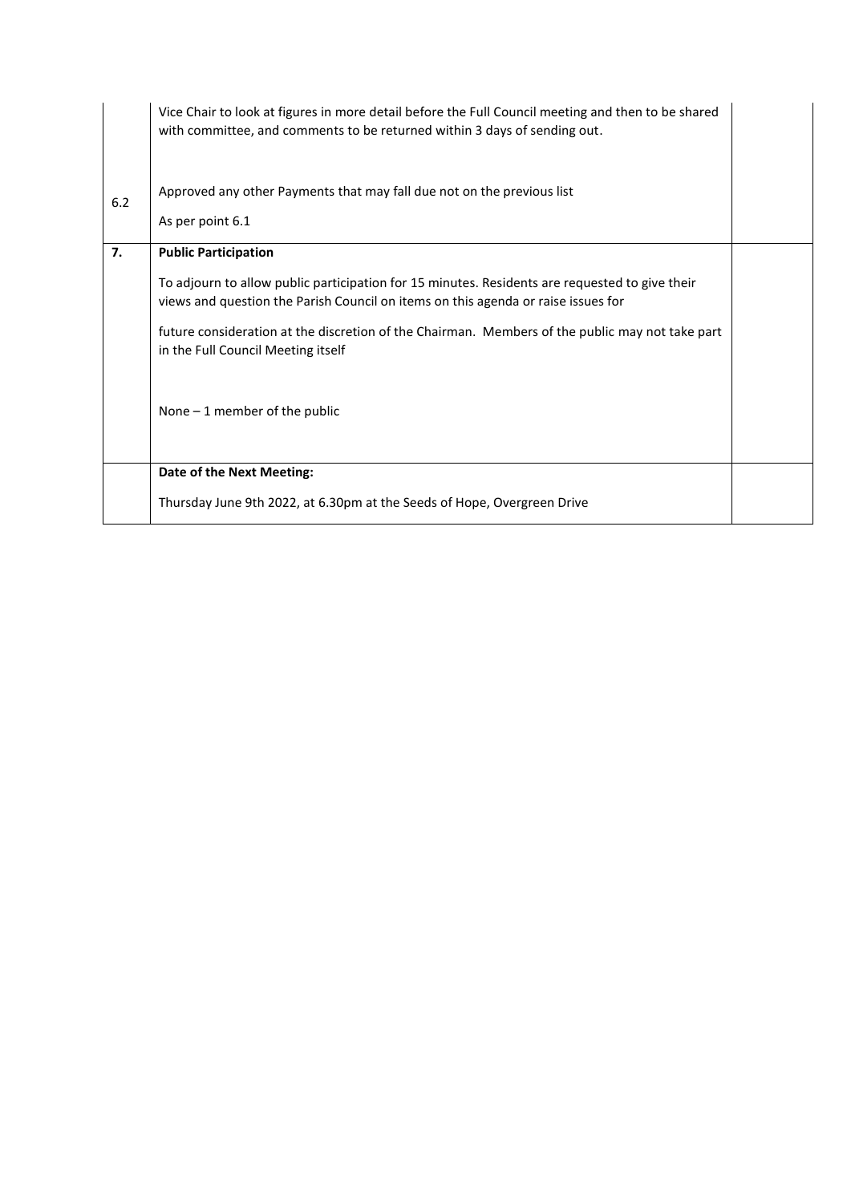| | | |
|---|---|---|
| | Vice Chair to look at figures in more detail before the Full Council meeting and then to be shared with committee, and comments to be returned within 3 days of sending out. | |
| 6.2 | Approved any other Payments that may fall due not on the previous list<br><br>As per point 6.1 | |
| **7.** | **Public Participation**<br><br>To adjourn to allow public participation for 15 minutes. Residents are requested to give their views and question the Parish Council on items on this agenda or raise issues for<br><br>future consideration at the discretion of the Chairman. Members of the public may not take part in the Full Council Meeting itself<br><br>None – 1 member of the public | |
| | **Date of the Next Meeting:**<br><br>Thursday June 9th 2022, at 6.30pm at the Seeds of Hope, Overgreen Drive | |